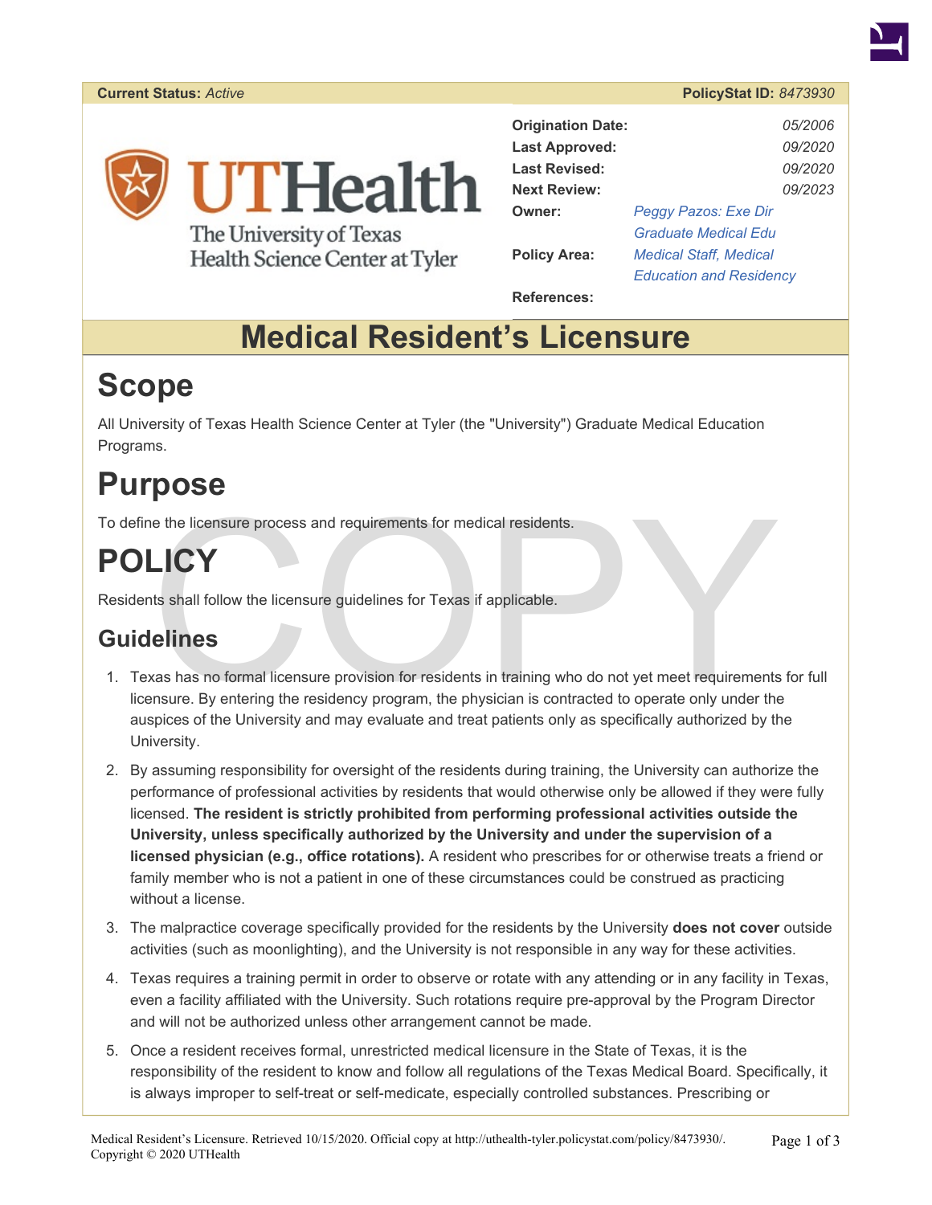**Current Status:** *Active* | **PolicyStat ID:** *8473930*

| | |
|---|---|
| **Origination Date:** | *05/2006* |
| **Last Approved:** | *09/2020* |
| **Last Revised:** | *09/2020* |
| **Next Review:** | *09/2023* |
| **Owner:** | *Peggy Pazos: Exe Dir Graduate Medical Edu* |
| **Policy Area:** | *Medical Staff, Medical Education and Residency* |
| **References:** | |

UTHealth
The University of Texas Health Science Center at Tyler

# Medical Resident's Licensure

# Scope

All University of Texas Health Science Center at Tyler (the "University") Graduate Medical Education Programs.

# Purpose

To define the licensure process and requirements for medical residents.

# POLICY

Residents shall follow the licensure guidelines for Texas if applicable.

## Guidelines

1. Texas has no formal licensure provision for residents in training who do not yet meet requirements for full licensure. By entering the residency program, the physician is contracted to operate only under the auspices of the University and may evaluate and treat patients only as specifically authorized by the University.
2. By assuming responsibility for oversight of the residents during training, the University can authorize the performance of professional activities by residents that would otherwise only be allowed if they were fully licensed. **The resident is strictly prohibited from performing professional activities outside the University, unless specifically authorized by the University and under the supervision of a licensed physician (e.g., office rotations).** A resident who prescribes for or otherwise treats a friend or family member who is not a patient in one of these circumstances could be construed as practicing without a license.
3. The malpractice coverage specifically provided for the residents by the University **does not cover** outside activities (such as moonlighting), and the University is not responsible in any way for these activities.
4. Texas requires a training permit in order to observe or rotate with any attending or in any facility in Texas, even a facility affiliated with the University. Such rotations require pre-approval by the Program Director and will not be authorized unless other arrangement cannot be made.
5. Once a resident receives formal, unrestricted medical licensure in the State of Texas, it is the responsibility of the resident to know and follow all regulations of the Texas Medical Board. Specifically, it is always improper to self-treat or self-medicate, especially controlled substances. Prescribing or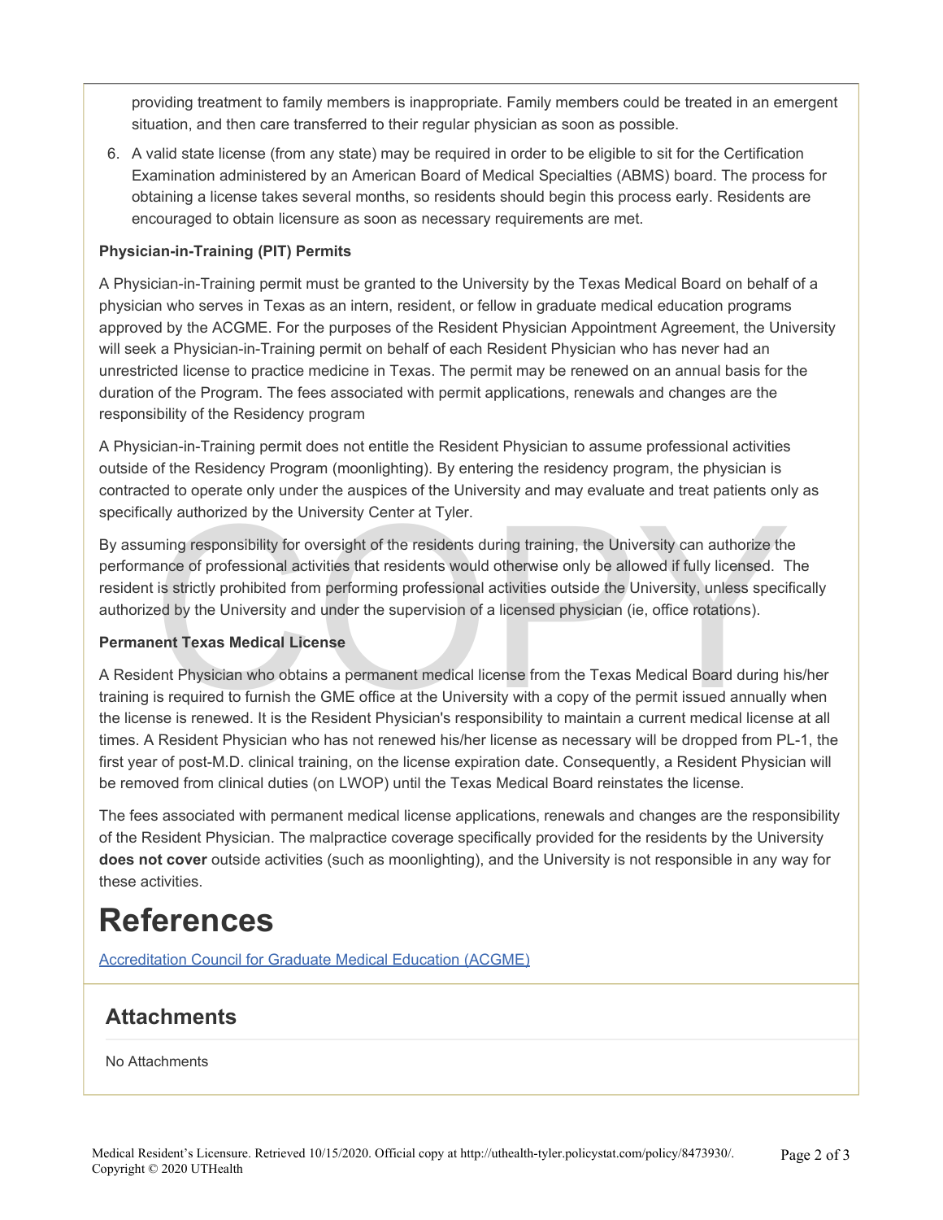providing treatment to family members is inappropriate. Family members could be treated in an emergent situation, and then care transferred to their regular physician as soon as possible.

6. A valid state license (from any state) may be required in order to be eligible to sit for the Certification Examination administered by an American Board of Medical Specialties (ABMS) board. The process for obtaining a license takes several months, so residents should begin this process early. Residents are encouraged to obtain licensure as soon as necessary requirements are met.

**Physician-in-Training (PIT) Permits**

A Physician-in-Training permit must be granted to the University by the Texas Medical Board on behalf of a physician who serves in Texas as an intern, resident, or fellow in graduate medical education programs approved by the ACGME. For the purposes of the Resident Physician Appointment Agreement, the University will seek a Physician-in-Training permit on behalf of each Resident Physician who has never had an unrestricted license to practice medicine in Texas. The permit may be renewed on an annual basis for the duration of the Program. The fees associated with permit applications, renewals and changes are the responsibility of the Residency program

A Physician-in-Training permit does not entitle the Resident Physician to assume professional activities outside of the Residency Program (moonlighting). By entering the residency program, the physician is contracted to operate only under the auspices of the University and may evaluate and treat patients only as specifically authorized by the University Center at Tyler.

By assuming responsibility for oversight of the residents during training, the University can authorize the performance of professional activities that residents would otherwise only be allowed if fully licensed. The resident is strictly prohibited from performing professional activities outside the University, unless specifically authorized by the University and under the supervision of a licensed physician (ie, office rotations).

**Permanent Texas Medical License**

A Resident Physician who obtains a permanent medical license from the Texas Medical Board during his/her training is required to furnish the GME office at the University with a copy of the permit issued annually when the license is renewed. It is the Resident Physician's responsibility to maintain a current medical license at all times. A Resident Physician who has not renewed his/her license as necessary will be dropped from PL-1, the first year of post-M.D. clinical training, on the license expiration date. Consequently, a Resident Physician will be removed from clinical duties (on LWOP) until the Texas Medical Board reinstates the license.

The fees associated with permanent medical license applications, renewals and changes are the responsibility of the Resident Physician. The malpractice coverage specifically provided for the residents by the University **does not cover** outside activities (such as moonlighting), and the University is not responsible in any way for these activities.

# References

[Accreditation Council for Graduate Medical Education (ACGME)]

## Attachments

No Attachments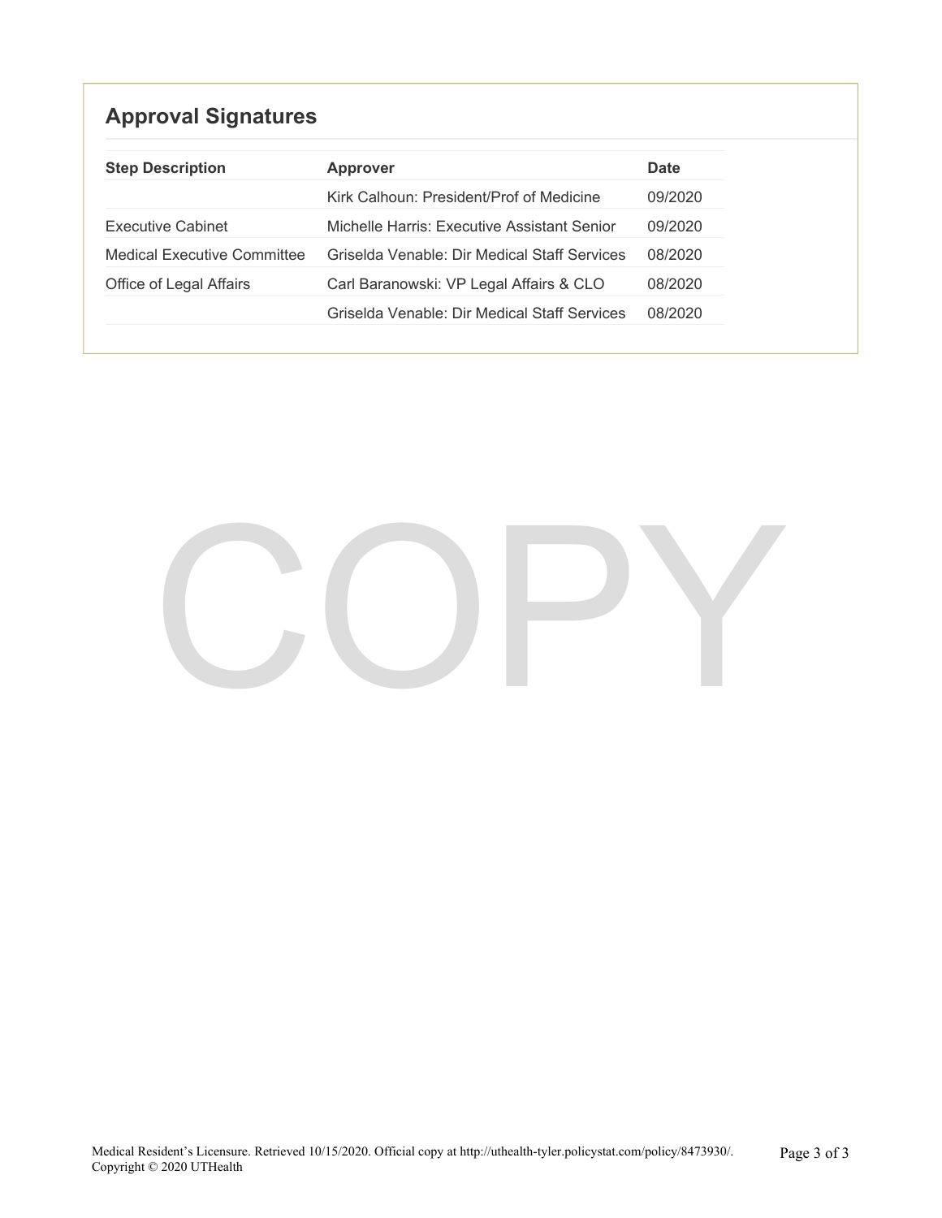## Approval Signatures

| Step Description | Approver | Date |
| --- | --- | --- |
| | Kirk Calhoun: President/Prof of Medicine | 09/2020 |
| Executive Cabinet | Michelle Harris: Executive Assistant Senior | 09/2020 |
| Medical Executive Committee | Griselda Venable: Dir Medical Staff Services | 08/2020 |
| Office of Legal Affairs | Carl Baranowski: VP Legal Affairs & CLO | 08/2020 |
| | Griselda Venable: Dir Medical Staff Services | 08/2020 |